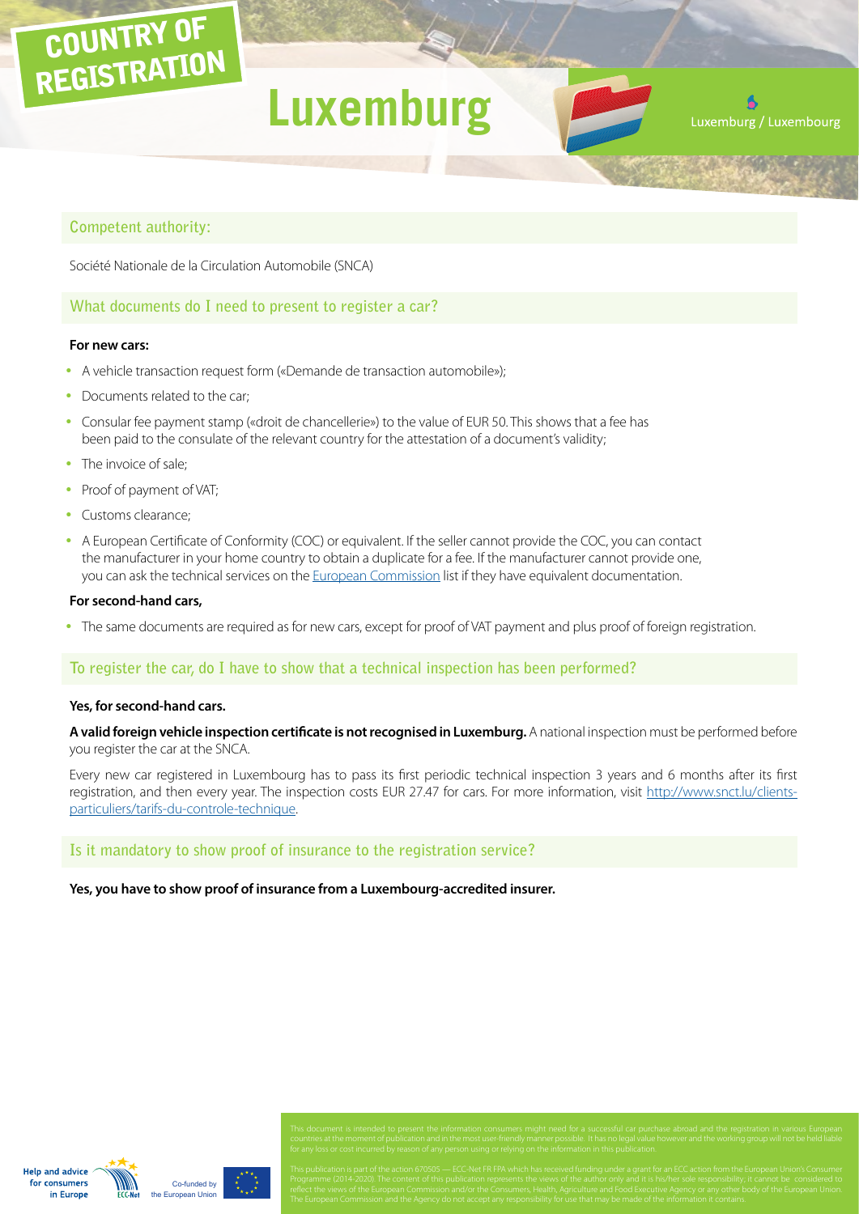# COUNTRY OF REGISTRATION

# Luxemburg

Luxemburg / Luxembourg

## Competent authority:

Société Nationale de la Circulation Automobile (SNCA)

## What documents do I need to present to register a car?

**For new cars:**

- A vehicle transaction request form («Demande de transaction automobile»);
- Documents related to the car;
- Consular fee payment stamp («droit de chancellerie») to the value of EUR 50. This shows that a fee has been paid to the consulate of the relevant country for the attestation of a document's validity;
- The invoice of sale;
- Proof of payment of VAT;
- Customs clearance;
- A European Certificate of Conformity (COC) or equivalent. If the seller cannot provide the COC, you can contact the manufacturer in your home country to obtain a duplicate for a fee. If the manufacturer cannot provide one, you can ask the technical services on the European Commission list if they have equivalent documentation.

**For second-hand cars,**

- The same documents are required as for new cars, except for proof of VAT payment and plus proof of foreign registration.

## To register the car, do I have to show that a technical inspection has been performed?

**Yes, for second-hand cars.**

**A valid foreign vehicle inspection certificate is not recognised in Luxemburg.** A national inspection must be performed before you register the car at the SNCA.

Every new car registered in Luxembourg has to pass its first periodic technical inspection 3 years and 6 months after its first registration, and then every year. The inspection costs EUR 27.47 for cars. For more information, visit http://www.snct.lu/clients-particuliers/tarifs-du-controle-technique.

## Is it mandatory to show proof of insurance to the registration service?

**Yes, you have to show proof of insurance from a Luxembourg-accredited insurer.**

This document is intended to present the information consumers might need for a successful car purchase abroad and the registration in various European countries at the moment of publication and in the most user-friendly manner possible. It has no legal value however and the working group will not be held liable for any loss or cost incurred by reason of any person using or relying on the information in this publication.

This publication is part of the action 670505 — ECC-Net FR FPA which has received funding under a grant for an ECC action from the European Union's Consumer Programme (2014-2020). The content of this publication represents the views of the author only and it is his/her sole responsibility; it cannot be considered to reflect the views of the European Commission and/or the Consumers, Health, Agriculture and Food Executive Agency or any other body of the European Union. The European Commission and the Agency do not accept any responsibility for use that may be made of the information it contains.

Help and advice for consumers in Europe

ECC-Net

Co-funded by the European Union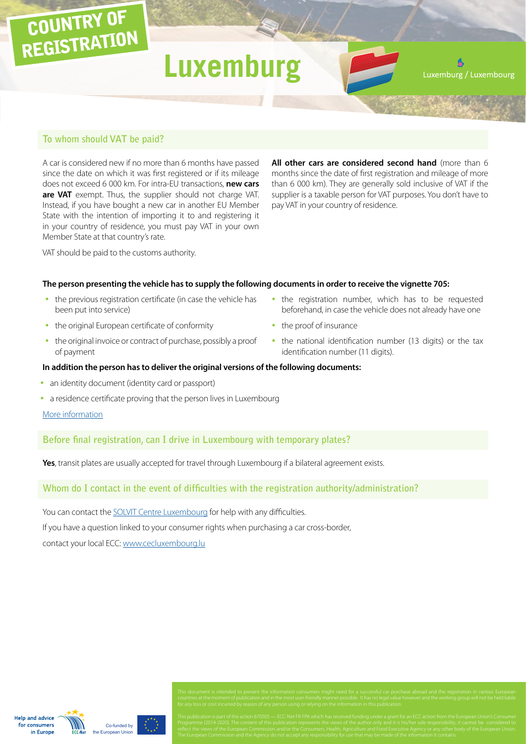COUNTRY OF REGISTRATION

# Luxemburg

Luxemburg / Luxembourg

## To whom should VAT be paid?

A car is considered new if no more than 6 months have passed since the date on which it was first registered or if its mileage does not exceed 6 000 km. For intra-EU transactions, **new cars are VAT** exempt. Thus, the supplier should not charge VAT. Instead, if you have bought a new car in another EU Member State with the intention of importing it to and registering it in your country of residence, you must pay VAT in your own Member State at that country's rate.

**All other cars are considered second hand** (more than 6 months since the date of first registration and mileage of more than 6 000 km). They are generally sold inclusive of VAT if the supplier is a taxable person for VAT purposes. You don't have to pay VAT in your country of residence.

VAT should be paid to the customs authority.

**The person presenting the vehicle has to supply the following documents in order to receive the vignette 705:**

- the previous registration certificate (in case the vehicle has been put into service)
- the original European certificate of conformity
- the original invoice or contract of purchase, possibly a proof of payment
- the registration number, which has to be requested beforehand, in case the vehicle does not already have one
- the proof of insurance
- the national identification number (13 digits) or the tax identification number (11 digits).

**In addition the person has to deliver the original versions of the following documents:**

- an identity document (identity card or passport)
- a residence certificate proving that the person lives in Luxembourg

[More information]

## Before final registration, can I drive in Luxembourg with temporary plates?

**Yes**, transit plates are usually accepted for travel through Luxembourg if a bilateral agreement exists.

## Whom do I contact in the event of difficulties with the registration authority/administration?

You can contact the [SOLVIT Centre Luxembourg] for help with any difficulties.

If you have a question linked to your consumer rights when purchasing a car cross-border,

contact your local ECC: [www.cecluxembourg.lu]

This document is intended to present the information consumers might need for a successful car purchase abroad and the registration in various European countries at the moment of publication and in the most user-friendly manner possible. It has no legal value however and the working group will not be held liable for any loss or cost incurred by reason of any person using or relying on the information in this publication.

This publication is part of the action 670505 — ECC-Net FR FPA which has received funding under a grant for an ECC action from the European Union's Consumer Programme (2014-2020). The content of this publication represents the views of the author only and it is his/her sole responsibility; it cannot be considered to reflect the views of the European Commission and/or the Consumers, Health, Agriculture and Food Executive Agency or any other body of the European Union. The European Commission and the Agency do not accept any responsibility for use that may be made of the information it contains.

Help and advice for consumers in Europe — ECC-Net

Co-funded by the European Union